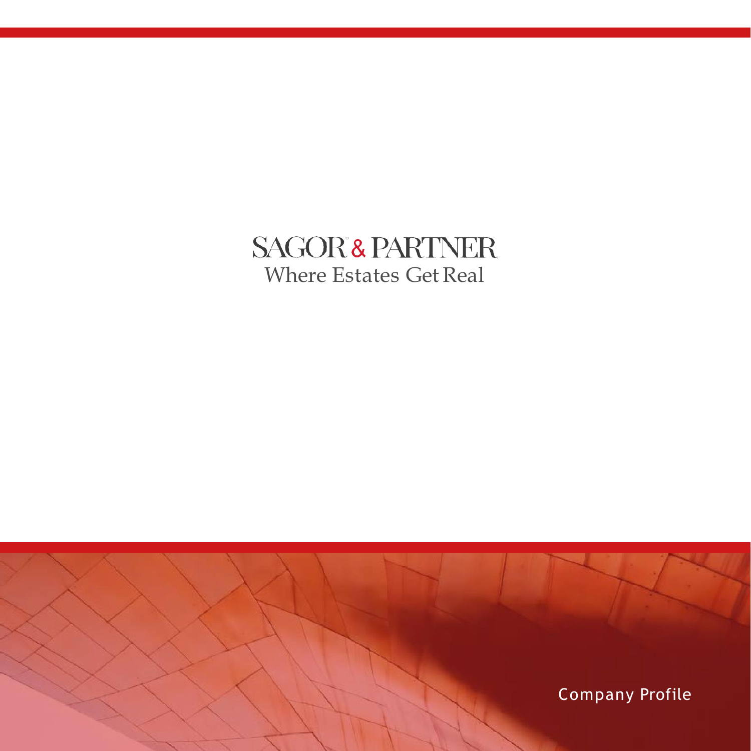# SAGOR® & PARTNER

Where Estates Get Real

Company Profile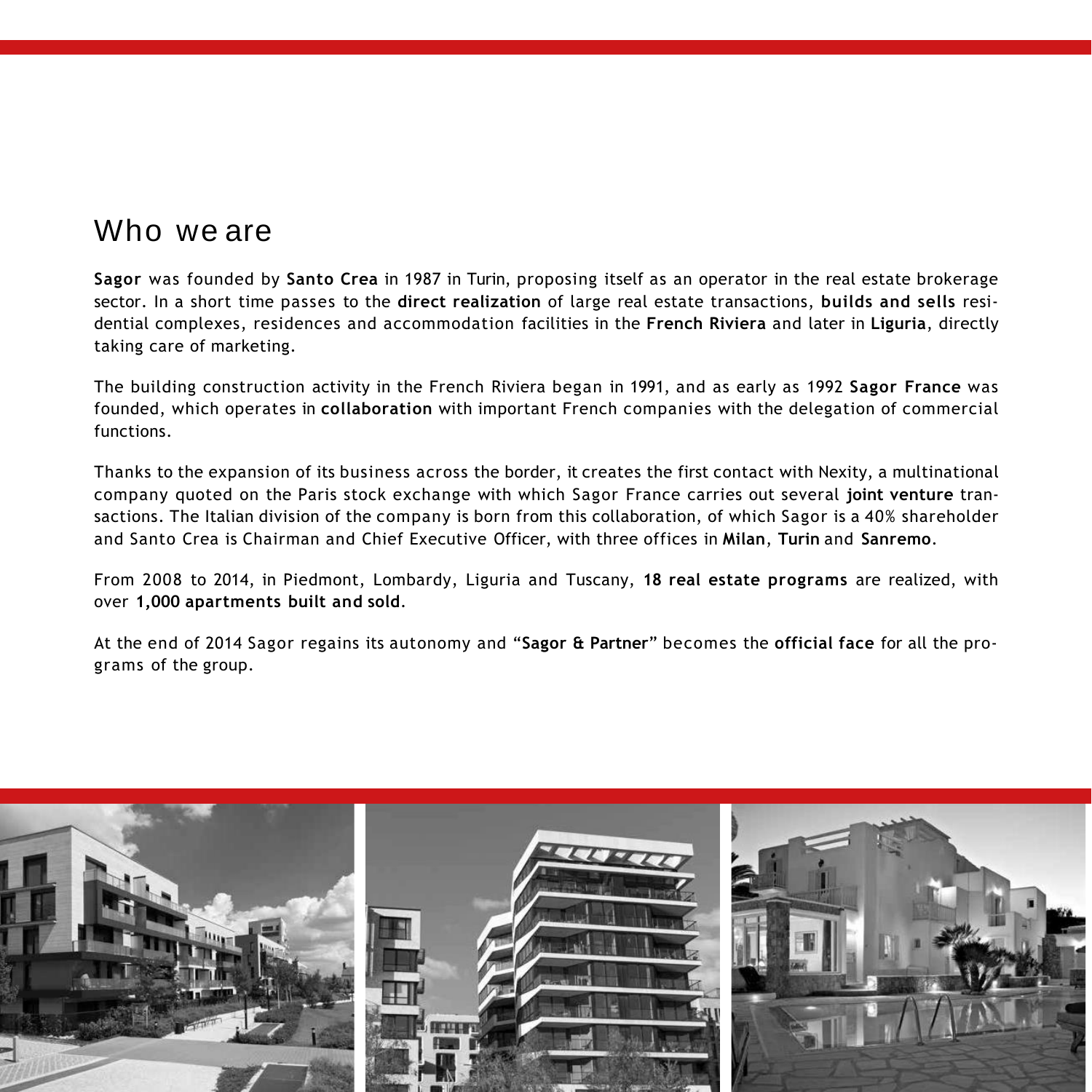# Who we are

**Sagor** was founded by **Santo Crea** in 1987 in Turin, proposing itself as an operator in the real estate brokerage sector. In a short time passes to the **direct realization** of large real estate transactions, **builds and sells** residential complexes, residences and accommodation facilities in the **French Riviera** and later in **Liguria**, directly taking care of marketing.

The building construction activity in the French Riviera began in 1991, and as early as 1992 **Sagor France** was founded, which operates in **collaboration** with important French companies with the delegation of commercial functions.

Thanks to the expansion of its business across the border, it creates the first contact with Nexity, a multinational company quoted on the Paris stock exchange with which Sagor France carries out several **joint venture** transactions. The Italian division of the company is born from this collaboration, of which Sagor is a 40% shareholder and Santo Crea is Chairman and Chief Executive Officer, with three offices in **Milan**, **Turin** and **Sanremo**.

From 2008 to 2014, in Piedmont, Lombardy, Liguria and Tuscany, **18 real estate programs** are realized, with over **1,000 apartments built and sold**.

At the end of 2014 Sagor regains its autonomy and "**Sagor & Partner**" becomes the **official face** for all the programs of the group.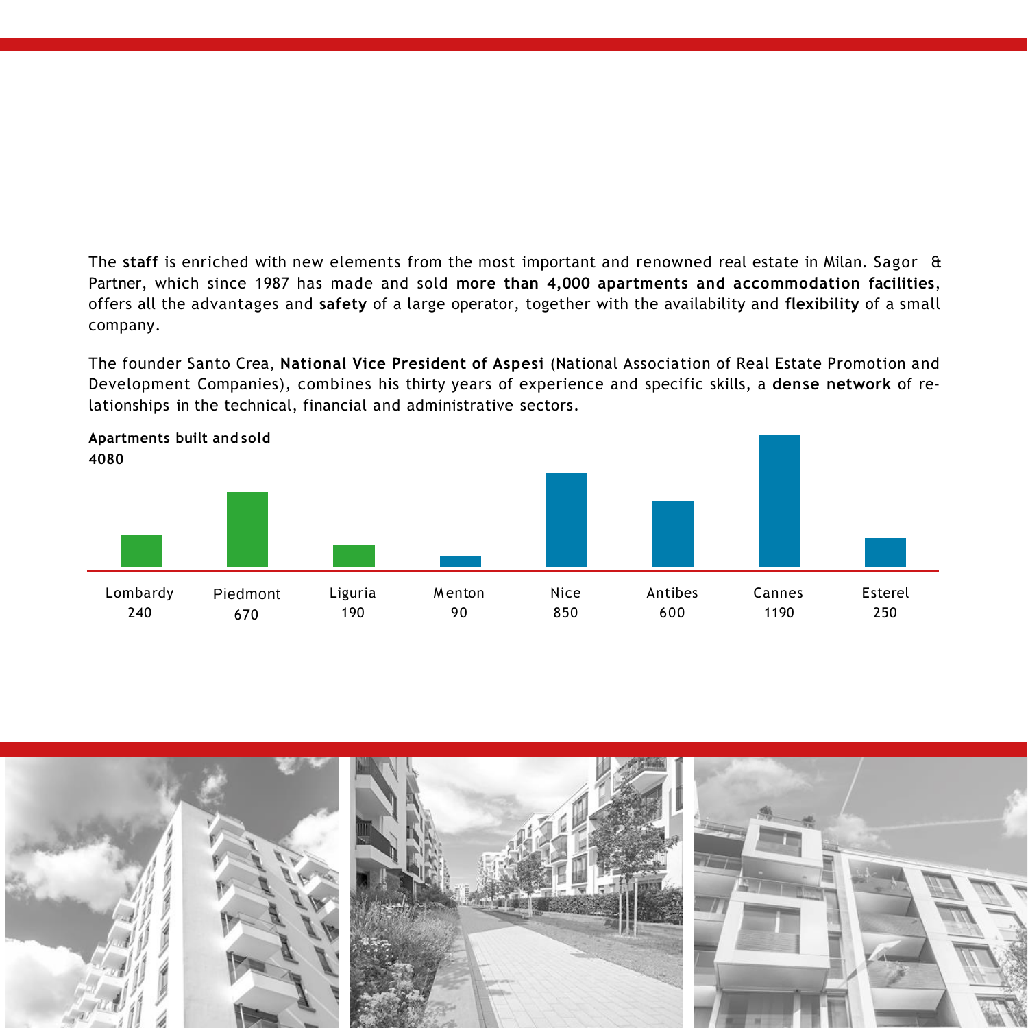The **staff** is enriched with new elements from the most important and renowned real estate in Milan. Sagor & Partner, which since 1987 has made and sold **more than 4,000 apartments and accommodation facilities**, offers all the advantages and **safety** of a large operator, together with the availability and **flexibility** of a small company.

The founder Santo Crea, **National Vice President of Aspesi** (National Association of Real Estate Promotion and Development Companies), combines his thirty years of experience and specific skills, a **dense network** of relationships in the technical, financial and administrative sectors.

**Apartments built and sold**
**4080**

| Lombardy | Piedmont | Liguria | Menton | Nice | Antibes | Cannes | Esterel |
|---|---|---|---|---|---|---|---|
| 240 | 670 | 190 | 90 | 850 | 600 | 1190 | 250 |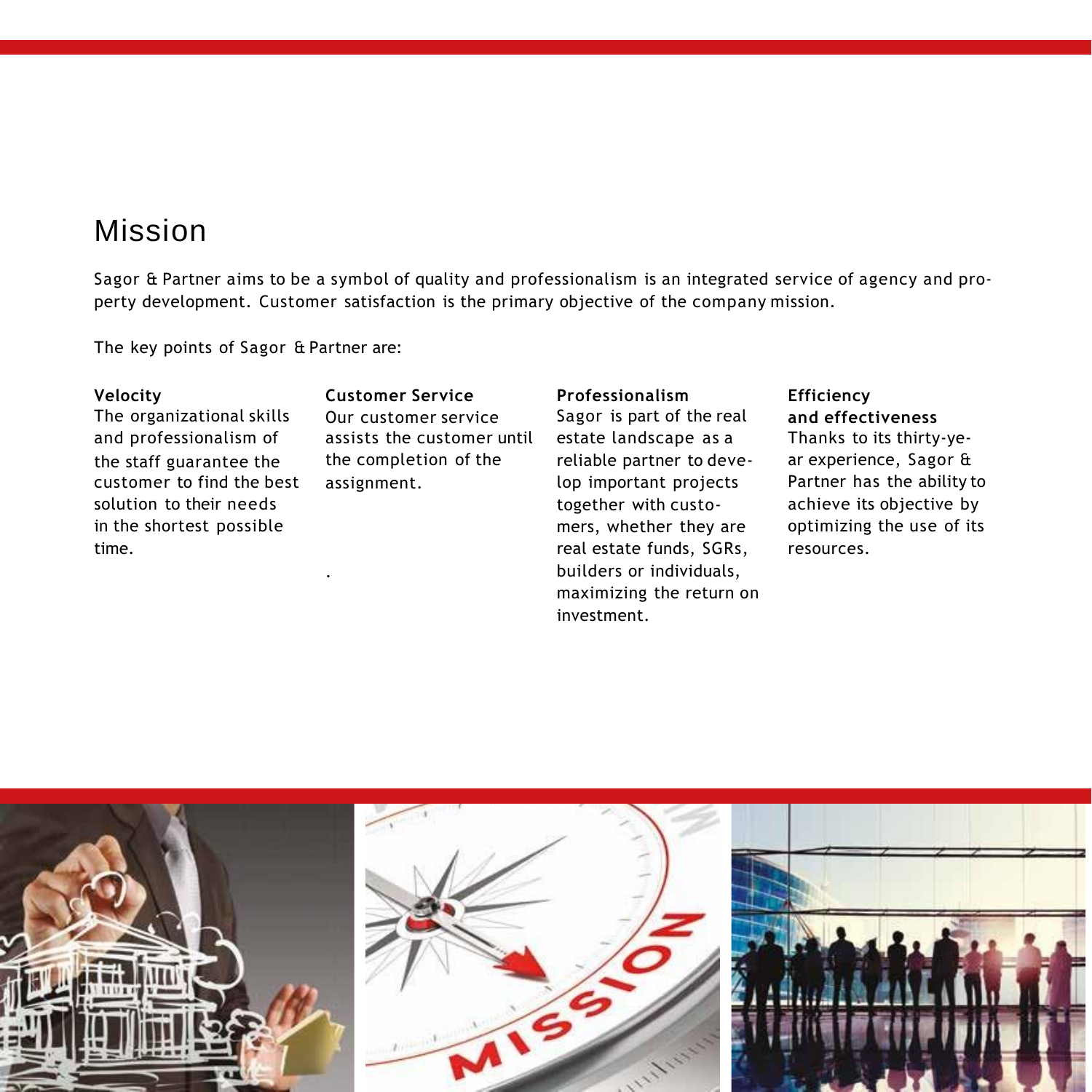# Mission

Sagor & Partner aims to be a symbol of quality and professionalism is an integrated service of agency and property development. Customer satisfaction is the primary objective of the company mission.

The key points of Sagor & Partner are:

**Velocity**
The organizational skills and professionalism of the staff guarantee the customer to find the best solution to their needs in the shortest possible time.

**Customer Service**
Our customer service assists the customer until the completion of the assignment.

**Professionalism**
Sagor is part of the real estate landscape as a reliable partner to develop important projects together with customers, whether they are real estate funds, SGRs, builders or individuals, maximizing the return on investment.

**Efficiency and effectiveness**
Thanks to its thirty-year experience, Sagor & Partner has the ability to achieve its objective by optimizing the use of its resources.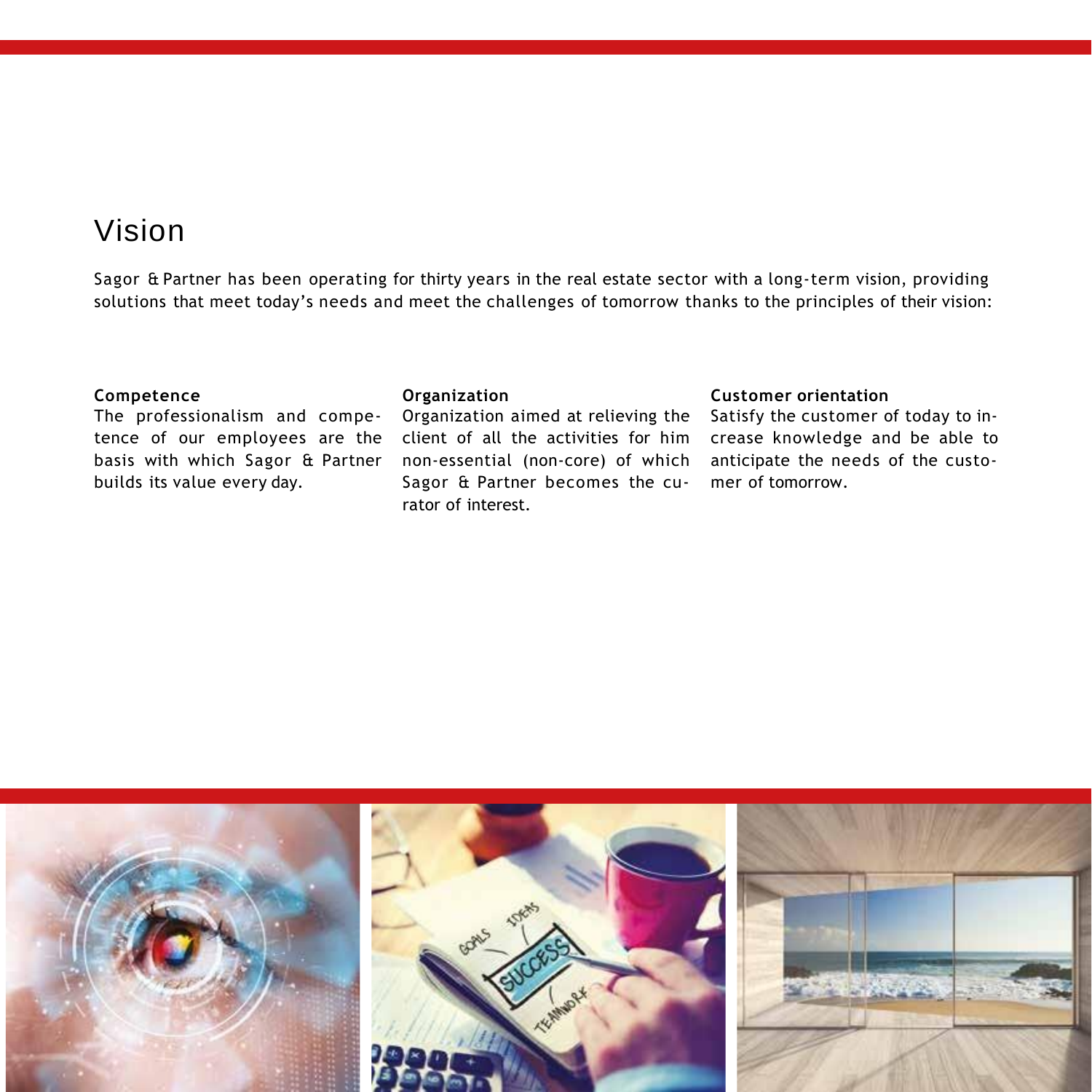# Vision

Sagor & Partner has been operating for thirty years in the real estate sector with a long-term vision, providing solutions that meet today's needs and meet the challenges of tomorrow thanks to the principles of their vision:

**Competence**
The professionalism and competence of our employees are the basis with which Sagor & Partner builds its value every day.

**Organization**
Organization aimed at relieving the client of all the activities for him non-essential (non-core) of which Sagor & Partner becomes the curator of interest.

**Customer orientation**
Satisfy the customer of today to increase knowledge and be able to anticipate the needs of the customer of tomorrow.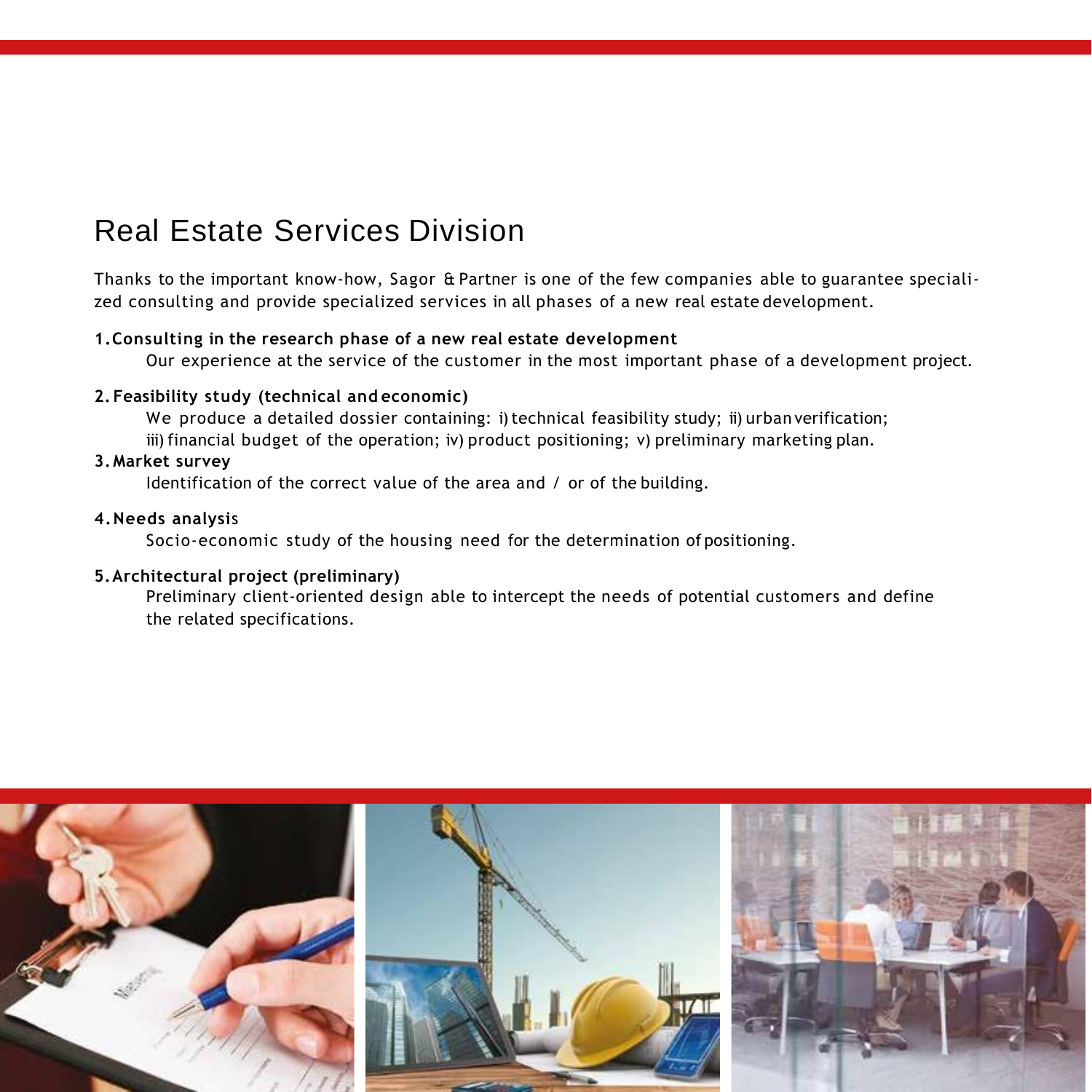# Real Estate Services Division

Thanks to the important know-how, Sagor & Partner is one of the few companies able to guarantee specialized consulting and provide specialized services in all phases of a new real estate development.

**1. Consulting in the research phase of a new real estate development**

Our experience at the service of the customer in the most important phase of a development project.

**2. Feasibility study (technical and economic)**

We produce a detailed dossier containing: i) technical feasibility study; ii) urban verification; iii) financial budget of the operation; iv) product positioning; v) preliminary marketing plan.

**3. Market survey**

Identification of the correct value of the area and / or of the building.

**4. Needs analysis**

Socio-economic study of the housing need for the determination of positioning.

**5. Architectural project (preliminary)**

Preliminary client-oriented design able to intercept the needs of potential customers and define the related specifications.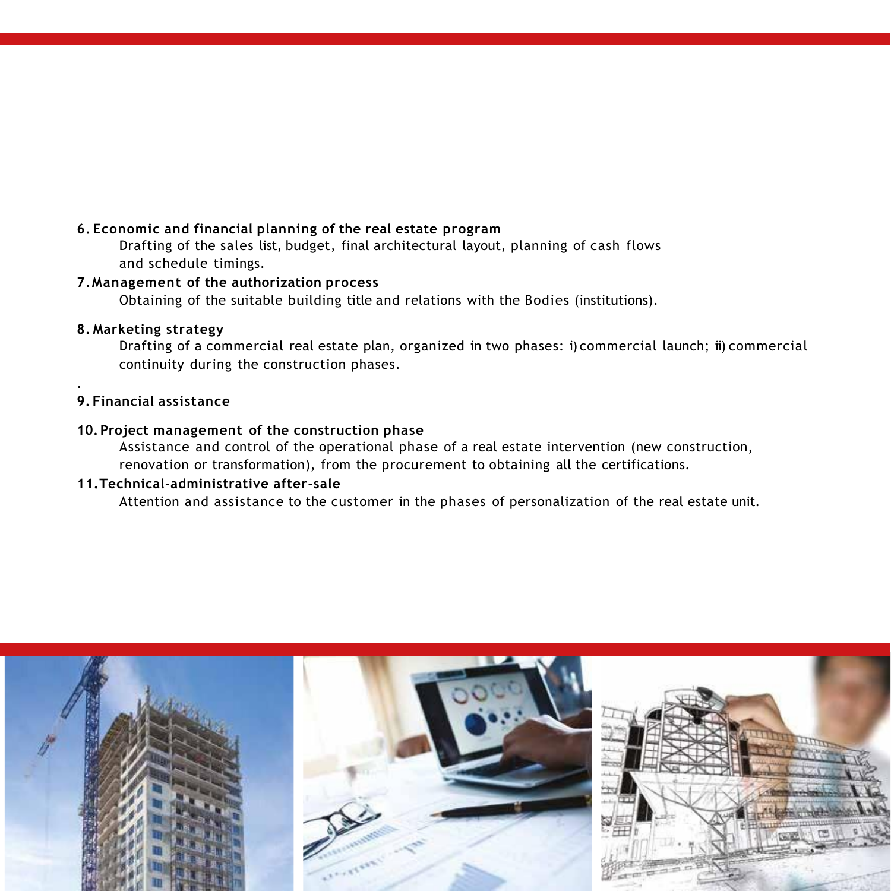**6. Economic and financial planning of the real estate program**

Drafting of the sales list, budget, final architectural layout, planning of cash flows and schedule timings.

**7. Management of the authorization process**

Obtaining of the suitable building title and relations with the Bodies (institutions).

**8. Marketing strategy**

Drafting of a commercial real estate plan, organized in two phases: i) commercial launch; ii) commercial continuity during the construction phases.

.

**9. Financial assistance**

**10. Project management of the construction phase**

Assistance and control of the operational phase of a real estate intervention (new construction, renovation or transformation), from the procurement to obtaining all the certifications.

**11. Technical-administrative after-sale**

Attention and assistance to the customer in the phases of personalization of the real estate unit.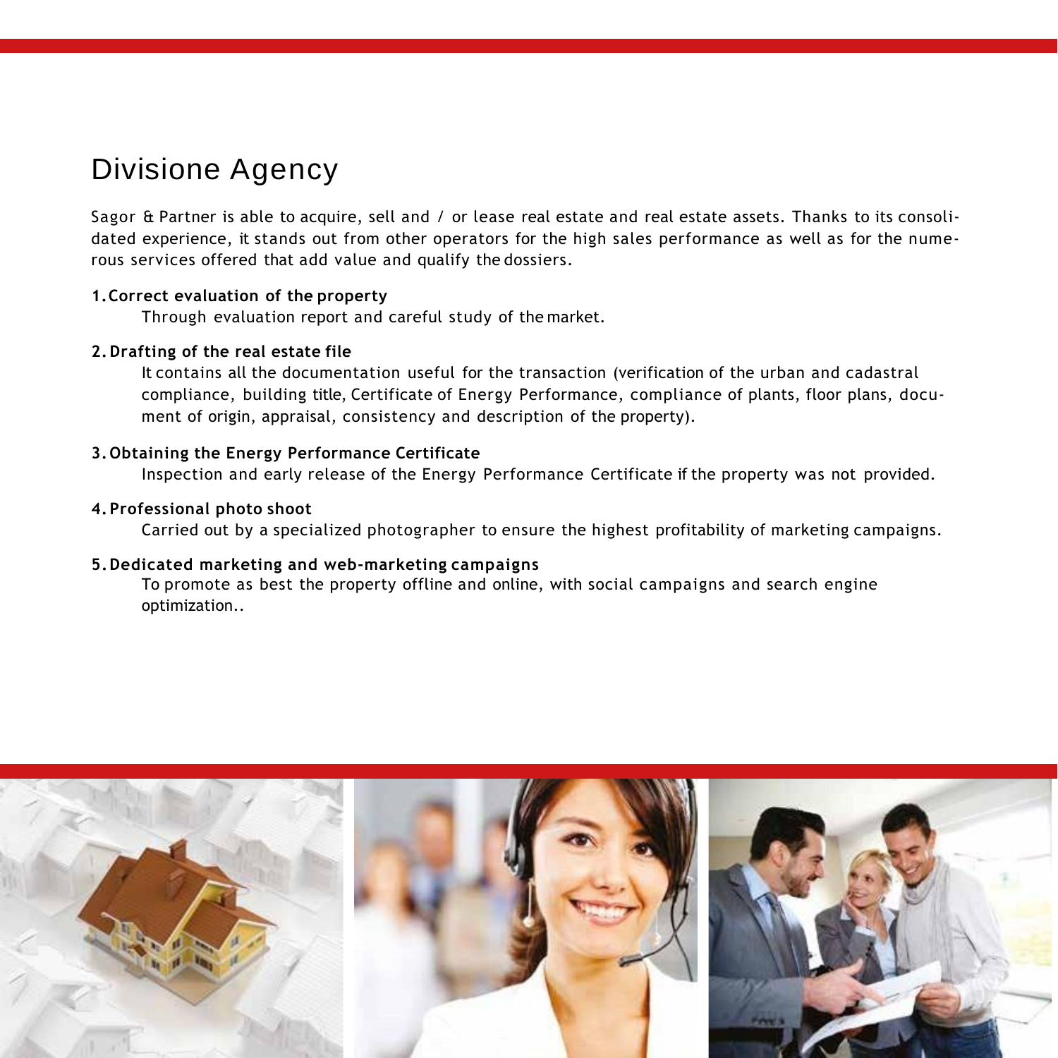# Divisione Agency

Sagor & Partner is able to acquire, sell and / or lease real estate and real estate assets. Thanks to its consolidated experience, it stands out from other operators for the high sales performance as well as for the numerous services offered that add value and qualify the dossiers.

**1. Correct evaluation of the property**

Through evaluation report and careful study of the market.

**2. Drafting of the real estate file**

It contains all the documentation useful for the transaction (verification of the urban and cadastral compliance, building title, Certificate of Energy Performance, compliance of plants, floor plans, document of origin, appraisal, consistency and description of the property).

**3. Obtaining the Energy Performance Certificate**

Inspection and early release of the Energy Performance Certificate if the property was not provided.

**4. Professional photo shoot**

Carried out by a specialized photographer to ensure the highest profitability of marketing campaigns.

**5. Dedicated marketing and web-marketing campaigns**

To promote as best the property offline and online, with social campaigns and search engine optimization..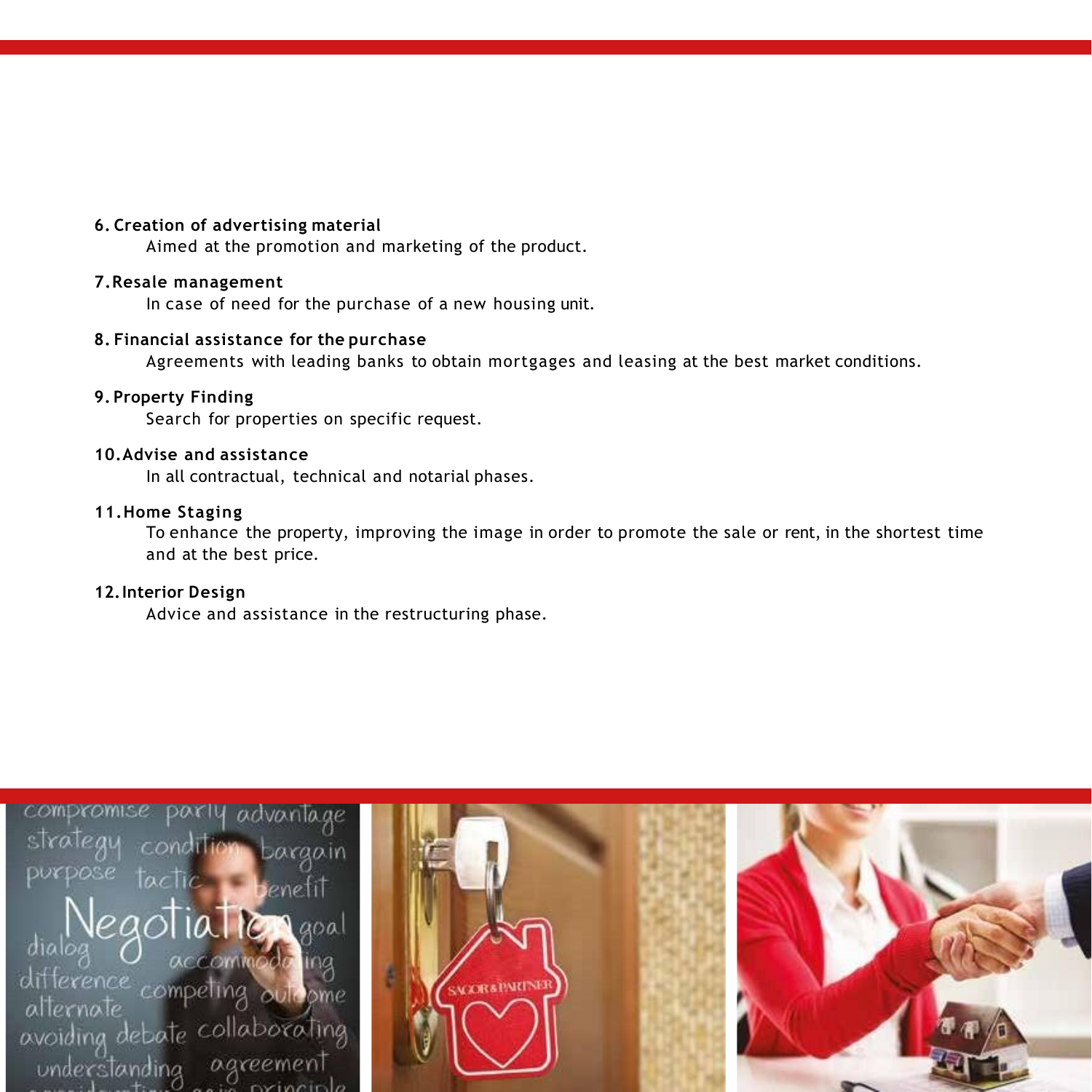**6. Creation of advertising material**

Aimed at the promotion and marketing of the product.

**7. Resale management**

In case of need for the purchase of a new housing unit.

**8. Financial assistance for the purchase**

Agreements with leading banks to obtain mortgages and leasing at the best market conditions.

**9. Property Finding**

Search for properties on specific request.

**10. Advise and assistance**

In all contractual, technical and notarial phases.

**11. Home Staging**

To enhance the property, improving the image in order to promote the sale or rent, in the shortest time and at the best price.

**12. Interior Design**

Advice and assistance in the restructuring phase.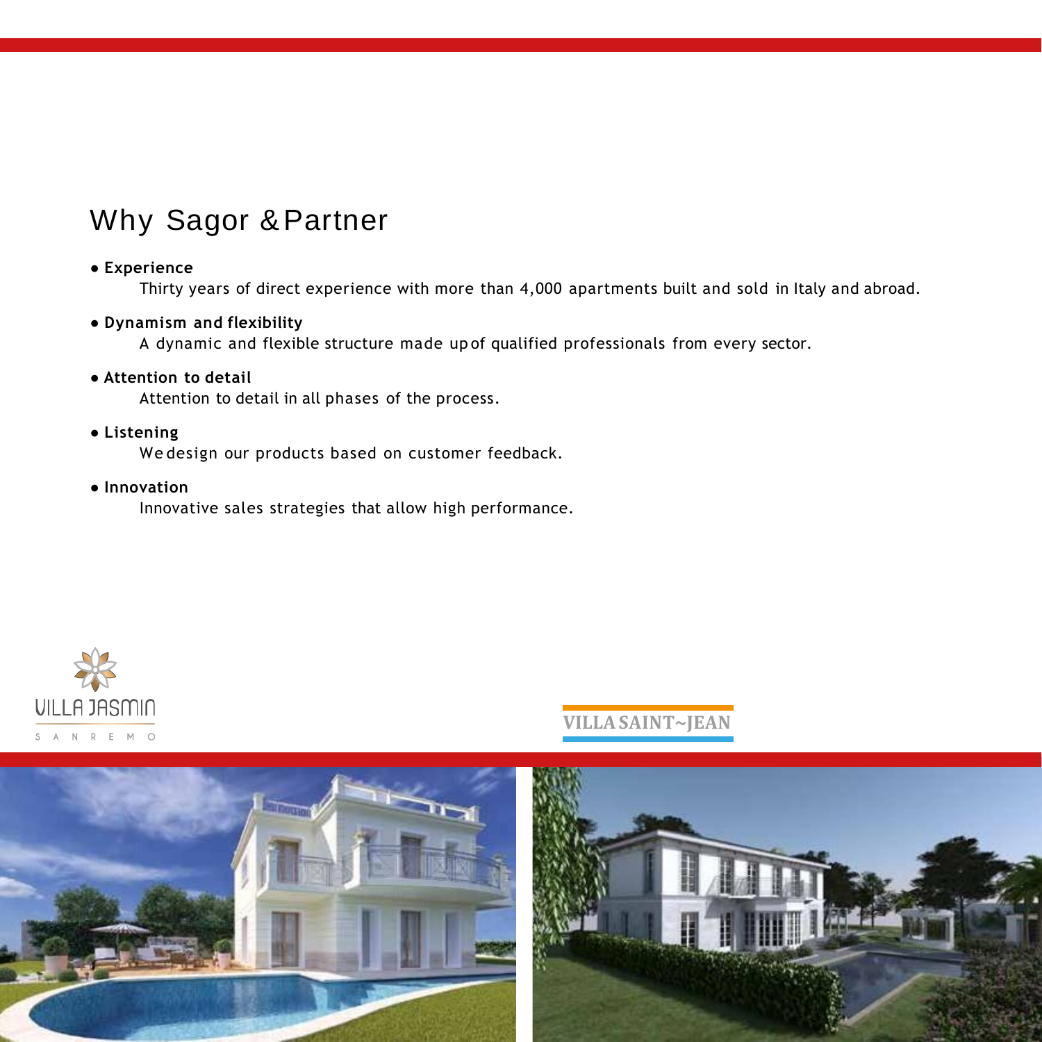# Why Sagor & Partner

- **Experience**
  
  Thirty years of direct experience with more than 4,000 apartments built and sold in Italy and abroad.

- **Dynamism and flexibility**
  
  A dynamic and flexible structure made up of qualified professionals from every sector.

- **Attention to detail**
  
  Attention to detail in all phases of the process.

- **Listening**
  
  We design our products based on customer feedback.

- **Innovation**
  
  Innovative sales strategies that allow high performance.

VILLA JASMIN
SANREMO

VILLA SAINT~JEAN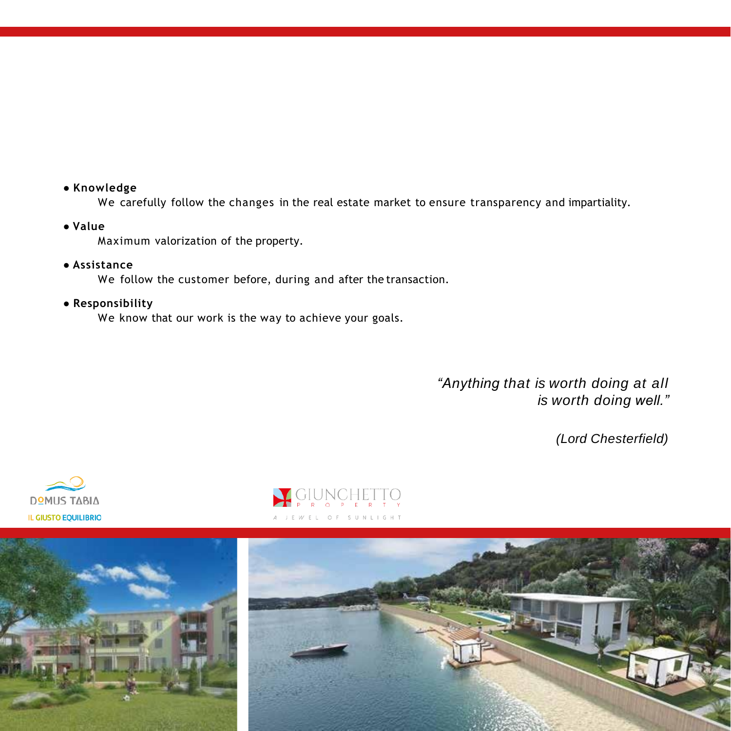- **Knowledge**
  We carefully follow the changes in the real estate market to ensure transparency and impartiality.
- **Value**
  Maximum valorization of the property.
- **Assistance**
  We follow the customer before, during and after the transaction.
- **Responsibility**
  We know that our work is the way to achieve your goals.

*"Anything that is worth doing at all is worth doing well."*

*(Lord Chesterfield)*

DOMUS TABIA
IL GIUSTO EQUILIBRIO

GIUNCHETTO
PROPERTY
A JEWEL OF SUNLIGHT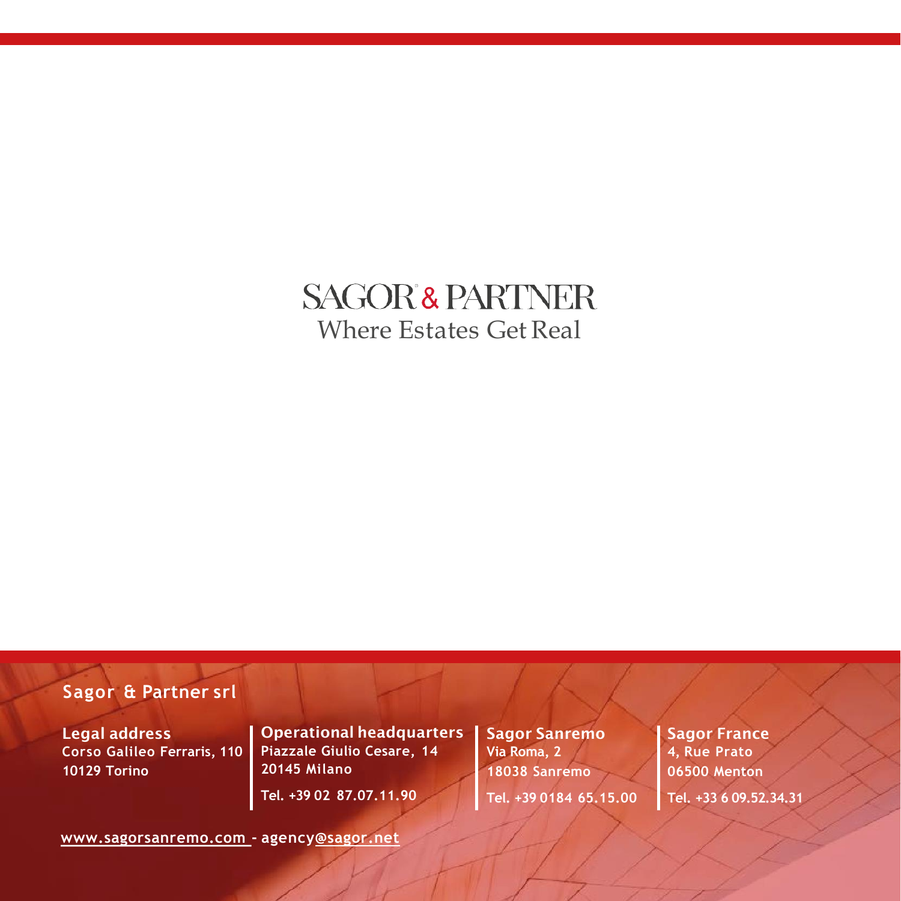SAGOR & PARTNER
Where Estates Get Real

**Sagor & Partner srl**

**Legal address**
Corso Galileo Ferraris, 110
10129 Torino

**Operational headquarters**
Piazzale Giulio Cesare, 14
20145 Milano
Tel. +39 02 87.07.11.90

**Sagor Sanremo**
Via Roma, 2
18038 Sanremo
Tel. +39 0184 65.15.00

**Sagor France**
4, Rue Prato
06500 Menton
Tel. +33 6 09.52.34.31

www.sagorsanremo.com - agency@sagor.net